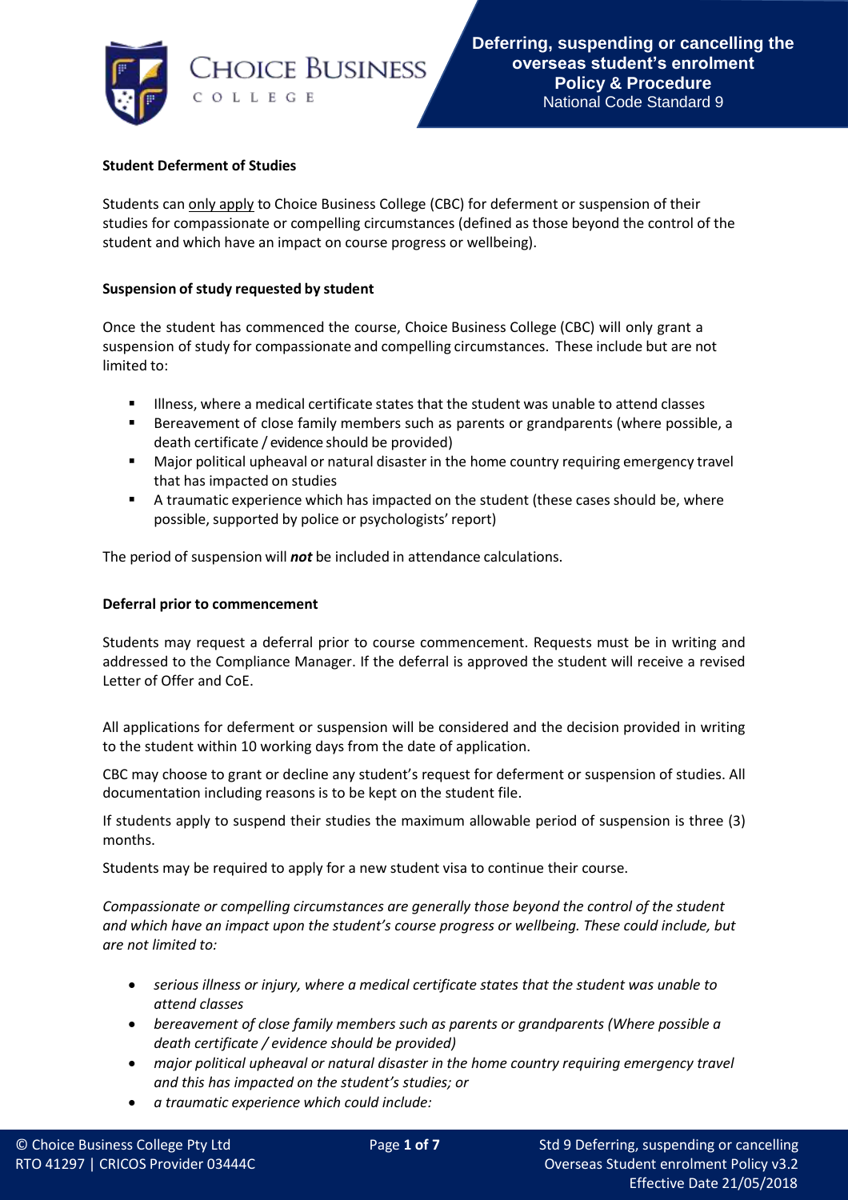# Deferring, suspending or cancelling the overseas student's enrolment Policy & Procedure

National Code Standard 9

**Student Deferment of Studies**

Students can only apply to Choice Business College (CBC) for deferment or suspension of their studies for compassionate or compelling circumstances (defined as those beyond the control of the student and which have an impact on course progress or wellbeing).

**Suspension of study requested by student**

Once the student has commenced the course, Choice Business College (CBC) will only grant a suspension of study for compassionate and compelling circumstances. These include but are not limited to:

- Illness, where a medical certificate states that the student was unable to attend classes
- Bereavement of close family members such as parents or grandparents (where possible, a death certificate / evidence should be provided)
- Major political upheaval or natural disaster in the home country requiring emergency travel that has impacted on studies
- A traumatic experience which has impacted on the student (these cases should be, where possible, supported by police or psychologists' report)

The period of suspension will ***not*** be included in attendance calculations.

**Deferral prior to commencement**

Students may request a deferral prior to course commencement. Requests must be in writing and addressed to the Compliance Manager. If the deferral is approved the student will receive a revised Letter of Offer and CoE.

All applications for deferment or suspension will be considered and the decision provided in writing to the student within 10 working days from the date of application.

CBC may choose to grant or decline any student's request for deferment or suspension of studies. All documentation including reasons is to be kept on the student file.

If students apply to suspend their studies the maximum allowable period of suspension is three (3) months.

Students may be required to apply for a new student visa to continue their course.

*Compassionate or compelling circumstances are generally those beyond the control of the student and which have an impact upon the student's course progress or wellbeing. These could include, but are not limited to:*

- *serious illness or injury, where a medical certificate states that the student was unable to attend classes*
- *bereavement of close family members such as parents or grandparents (Where possible a death certificate / evidence should be provided)*
- *major political upheaval or natural disaster in the home country requiring emergency travel and this has impacted on the student's studies; or*
- *a traumatic experience which could include:*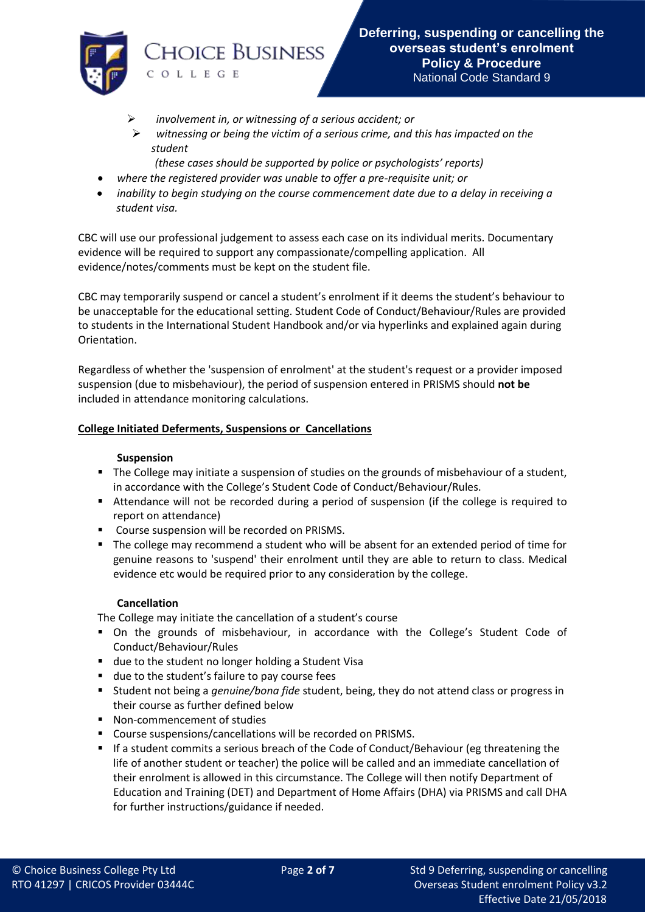- *involvement in, or witnessing of a serious accident; or*
   - *witnessing or being the victim of a serious crime, and this has impacted on the student*

     *(these cases should be supported by police or psychologists' reports)*
- *where the registered provider was unable to offer a pre-requisite unit; or*
- *inability to begin studying on the course commencement date due to a delay in receiving a student visa.*

CBC will use our professional judgement to assess each case on its individual merits. Documentary evidence will be required to support any compassionate/compelling application. All evidence/notes/comments must be kept on the student file.

CBC may temporarily suspend or cancel a student's enrolment if it deems the student's behaviour to be unacceptable for the educational setting. Student Code of Conduct/Behaviour/Rules are provided to students in the International Student Handbook and/or via hyperlinks and explained again during Orientation.

Regardless of whether the 'suspension of enrolment' at the student's request or a provider imposed suspension (due to misbehaviour), the period of suspension entered in PRISMS should **not be** included in attendance monitoring calculations.

**College Initiated Deferments, Suspensions or Cancellations**

**Suspension**

- The College may initiate a suspension of studies on the grounds of misbehaviour of a student, in accordance with the College's Student Code of Conduct/Behaviour/Rules.
- Attendance will not be recorded during a period of suspension (if the college is required to report on attendance)
- Course suspension will be recorded on PRISMS.
- The college may recommend a student who will be absent for an extended period of time for genuine reasons to 'suspend' their enrolment until they are able to return to class. Medical evidence etc would be required prior to any consideration by the college.

**Cancellation**

The College may initiate the cancellation of a student's course

- On the grounds of misbehaviour, in accordance with the College's Student Code of Conduct/Behaviour/Rules
- due to the student no longer holding a Student Visa
- due to the student's failure to pay course fees
- Student not being a *genuine/bona fide* student, being, they do not attend class or progress in their course as further defined below
- Non-commencement of studies
- Course suspensions/cancellations will be recorded on PRISMS.
- If a student commits a serious breach of the Code of Conduct/Behaviour (eg threatening the life of another student or teacher) the police will be called and an immediate cancellation of their enrolment is allowed in this circumstance. The College will then notify Department of Education and Training (DET) and Department of Home Affairs (DHA) via PRISMS and call DHA for further instructions/guidance if needed.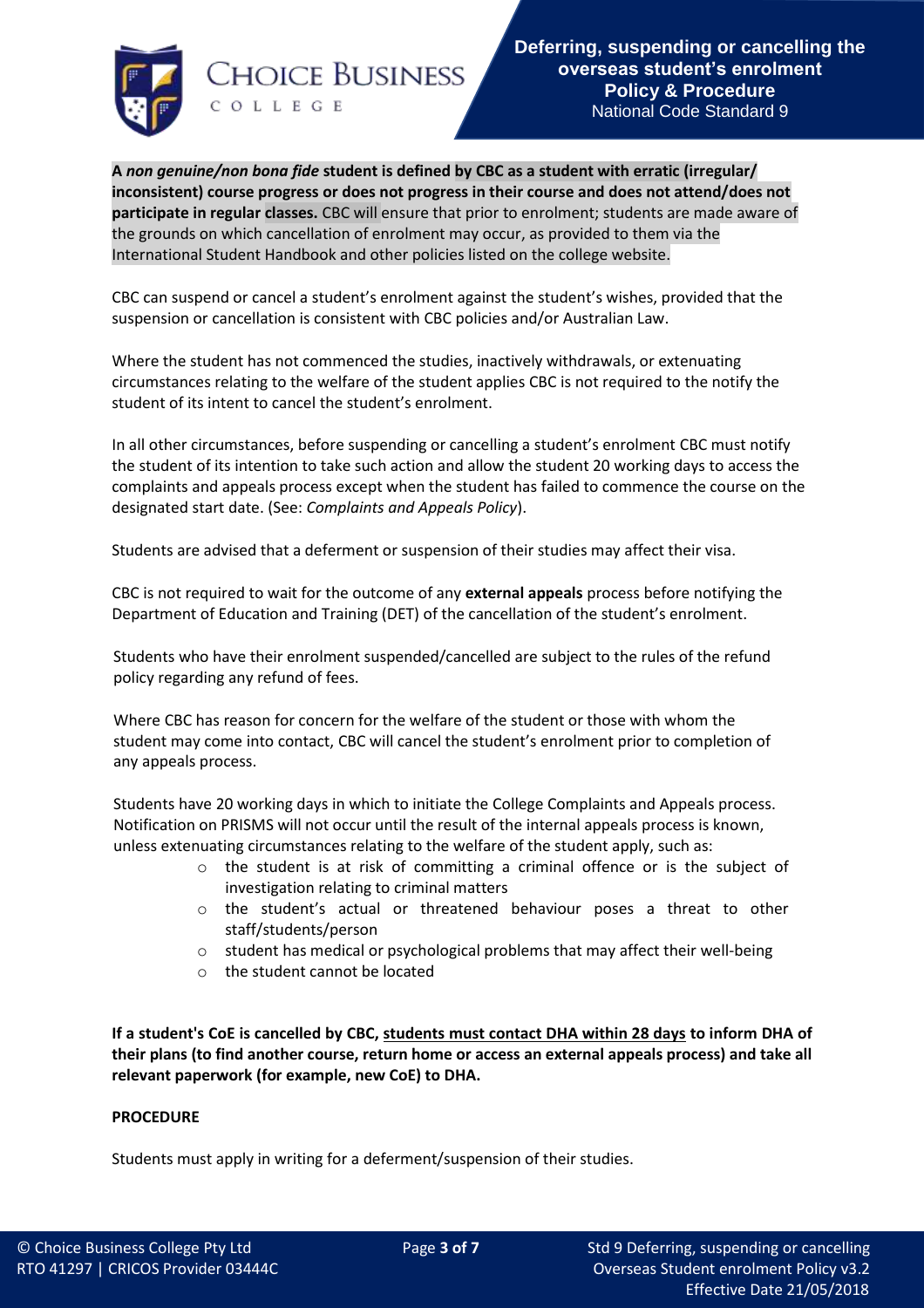**A *non genuine/non bona fide* student is defined by CBC as a student with erratic (irregular/ inconsistent) course progress or does not progress in their course and does not attend/does not participate in regular classes.** CBC will ensure that prior to enrolment; students are made aware of the grounds on which cancellation of enrolment may occur, as provided to them via the International Student Handbook and other policies listed on the college website.

CBC can suspend or cancel a student's enrolment against the student's wishes, provided that the suspension or cancellation is consistent with CBC policies and/or Australian Law.

Where the student has not commenced the studies, inactively withdrawals, or extenuating circumstances relating to the welfare of the student applies CBC is not required to the notify the student of its intent to cancel the student's enrolment.

In all other circumstances, before suspending or cancelling a student's enrolment CBC must notify the student of its intention to take such action and allow the student 20 working days to access the complaints and appeals process except when the student has failed to commence the course on the designated start date. (See: *Complaints and Appeals Policy*).

Students are advised that a deferment or suspension of their studies may affect their visa.

CBC is not required to wait for the outcome of any **external appeals** process before notifying the Department of Education and Training (DET) of the cancellation of the student's enrolment.

Students who have their enrolment suspended/cancelled are subject to the rules of the refund policy regarding any refund of fees.

Where CBC has reason for concern for the welfare of the student or those with whom the student may come into contact, CBC will cancel the student's enrolment prior to completion of any appeals process.

Students have 20 working days in which to initiate the College Complaints and Appeals process. Notification on PRISMS will not occur until the result of the internal appeals process is known, unless extenuating circumstances relating to the welfare of the student apply, such as:

- the student is at risk of committing a criminal offence or is the subject of investigation relating to criminal matters
- the student's actual or threatened behaviour poses a threat to other staff/students/person
- student has medical or psychological problems that may affect their well-being
- the student cannot be located

**If a student's CoE is cancelled by CBC, <u>students must contact DHA within 28 days</u> to inform DHA of their plans (to find another course, return home or access an external appeals process) and take all relevant paperwork (for example, new CoE) to DHA.**

**PROCEDURE**

Students must apply in writing for a deferment/suspension of their studies.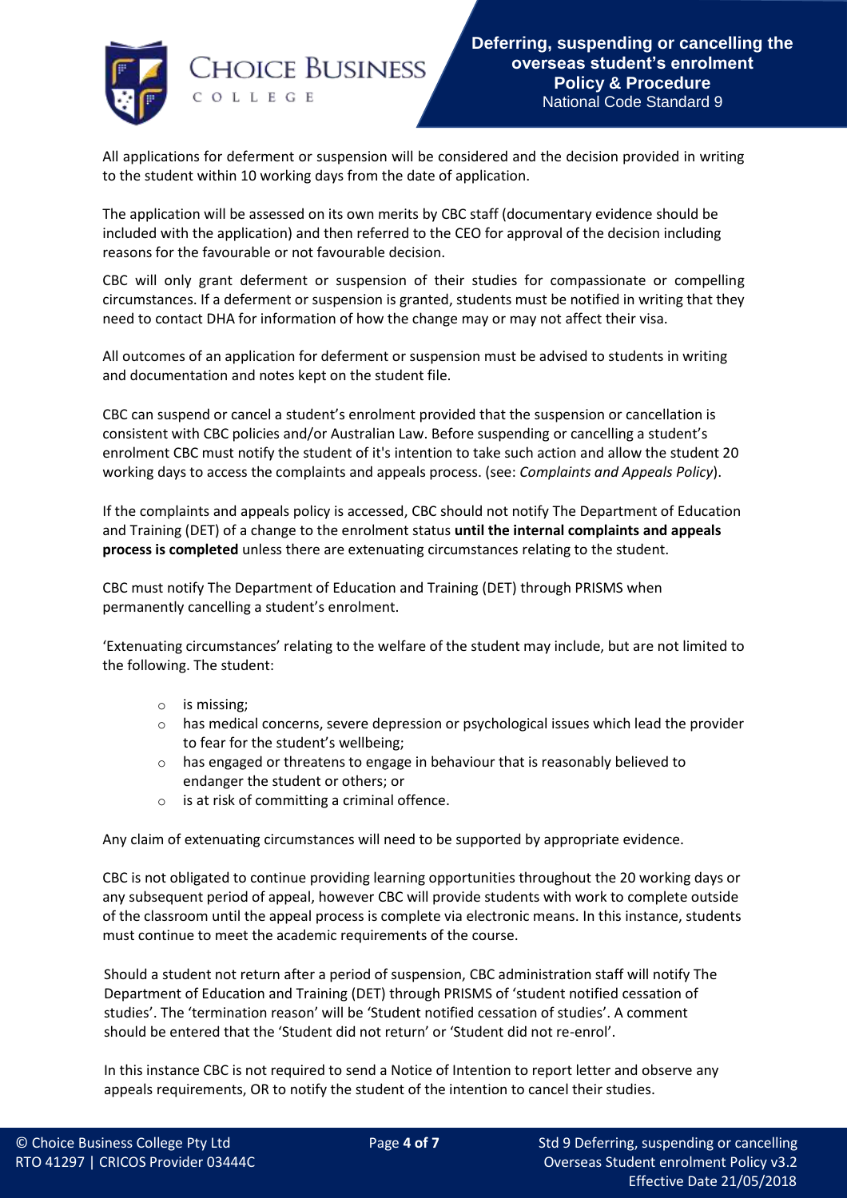All applications for deferment or suspension will be considered and the decision provided in writing to the student within 10 working days from the date of application.

The application will be assessed on its own merits by CBC staff (documentary evidence should be included with the application) and then referred to the CEO for approval of the decision including reasons for the favourable or not favourable decision.

CBC will only grant deferment or suspension of their studies for compassionate or compelling circumstances. If a deferment or suspension is granted, students must be notified in writing that they need to contact DHA for information of how the change may or may not affect their visa.

All outcomes of an application for deferment or suspension must be advised to students in writing and documentation and notes kept on the student file.

CBC can suspend or cancel a student's enrolment provided that the suspension or cancellation is consistent with CBC policies and/or Australian Law. Before suspending or cancelling a student's enrolment CBC must notify the student of it's intention to take such action and allow the student 20 working days to access the complaints and appeals process. (see: *Complaints and Appeals Policy*).

If the complaints and appeals policy is accessed, CBC should not notify The Department of Education and Training (DET) of a change to the enrolment status **until the internal complaints and appeals process is completed** unless there are extenuating circumstances relating to the student.

CBC must notify The Department of Education and Training (DET) through PRISMS when permanently cancelling a student's enrolment.

'Extenuating circumstances' relating to the welfare of the student may include, but are not limited to the following. The student:

- is missing;
- has medical concerns, severe depression or psychological issues which lead the provider to fear for the student's wellbeing;
- has engaged or threatens to engage in behaviour that is reasonably believed to endanger the student or others; or
- is at risk of committing a criminal offence.

Any claim of extenuating circumstances will need to be supported by appropriate evidence.

CBC is not obligated to continue providing learning opportunities throughout the 20 working days or any subsequent period of appeal, however CBC will provide students with work to complete outside of the classroom until the appeal process is complete via electronic means. In this instance, students must continue to meet the academic requirements of the course.

Should a student not return after a period of suspension, CBC administration staff will notify The Department of Education and Training (DET) through PRISMS of 'student notified cessation of studies'. The 'termination reason' will be 'Student notified cessation of studies'. A comment should be entered that the 'Student did not return' or 'Student did not re-enrol'.

In this instance CBC is not required to send a Notice of Intention to report letter and observe any appeals requirements, OR to notify the student of the intention to cancel their studies.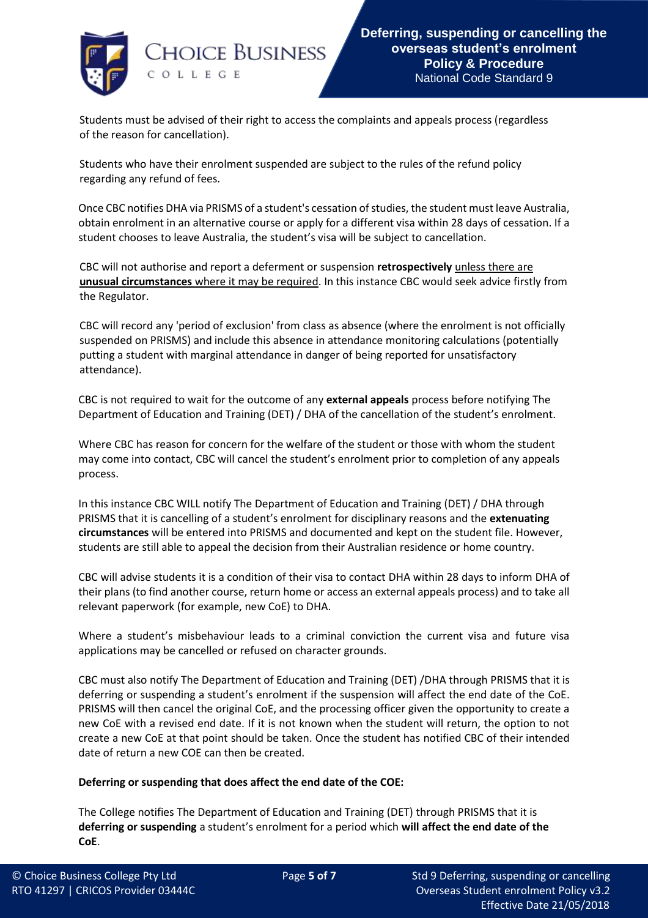Students must be advised of their right to access the complaints and appeals process (regardless of the reason for cancellation).

Students who have their enrolment suspended are subject to the rules of the refund policy regarding any refund of fees.

Once CBC notifies DHA via PRISMS of a student's cessation of studies, the student must leave Australia, obtain enrolment in an alternative course or apply for a different visa within 28 days of cessation. If a student chooses to leave Australia, the student's visa will be subject to cancellation.

CBC will not authorise and report a deferment or suspension **retrospectively** <u>unless there are</u> **<u>unusual circumstances</u>** <u>where it may be required</u>. In this instance CBC would seek advice firstly from the Regulator.

CBC will record any 'period of exclusion' from class as absence (where the enrolment is not officially suspended on PRISMS) and include this absence in attendance monitoring calculations (potentially putting a student with marginal attendance in danger of being reported for unsatisfactory attendance).

CBC is not required to wait for the outcome of any **external appeals** process before notifying The Department of Education and Training (DET) / DHA of the cancellation of the student's enrolment.

Where CBC has reason for concern for the welfare of the student or those with whom the student may come into contact, CBC will cancel the student's enrolment prior to completion of any appeals process.

In this instance CBC WILL notify The Department of Education and Training (DET) / DHA through PRISMS that it is cancelling of a student's enrolment for disciplinary reasons and the **extenuating circumstances** will be entered into PRISMS and documented and kept on the student file. However, students are still able to appeal the decision from their Australian residence or home country.

CBC will advise students it is a condition of their visa to contact DHA within 28 days to inform DHA of their plans (to find another course, return home or access an external appeals process) and to take all relevant paperwork (for example, new CoE) to DHA.

Where a student's misbehaviour leads to a criminal conviction the current visa and future visa applications may be cancelled or refused on character grounds.

CBC must also notify The Department of Education and Training (DET) /DHA through PRISMS that it is deferring or suspending a student's enrolment if the suspension will affect the end date of the CoE. PRISMS will then cancel the original CoE, and the processing officer given the opportunity to create a new CoE with a revised end date. If it is not known when the student will return, the option to not create a new CoE at that point should be taken. Once the student has notified CBC of their intended date of return a new COE can then be created.

**Deferring or suspending that does affect the end date of the COE:**

The College notifies The Department of Education and Training (DET) through PRISMS that it is **deferring or suspending** a student's enrolment for a period which **will affect the end date of the CoE**.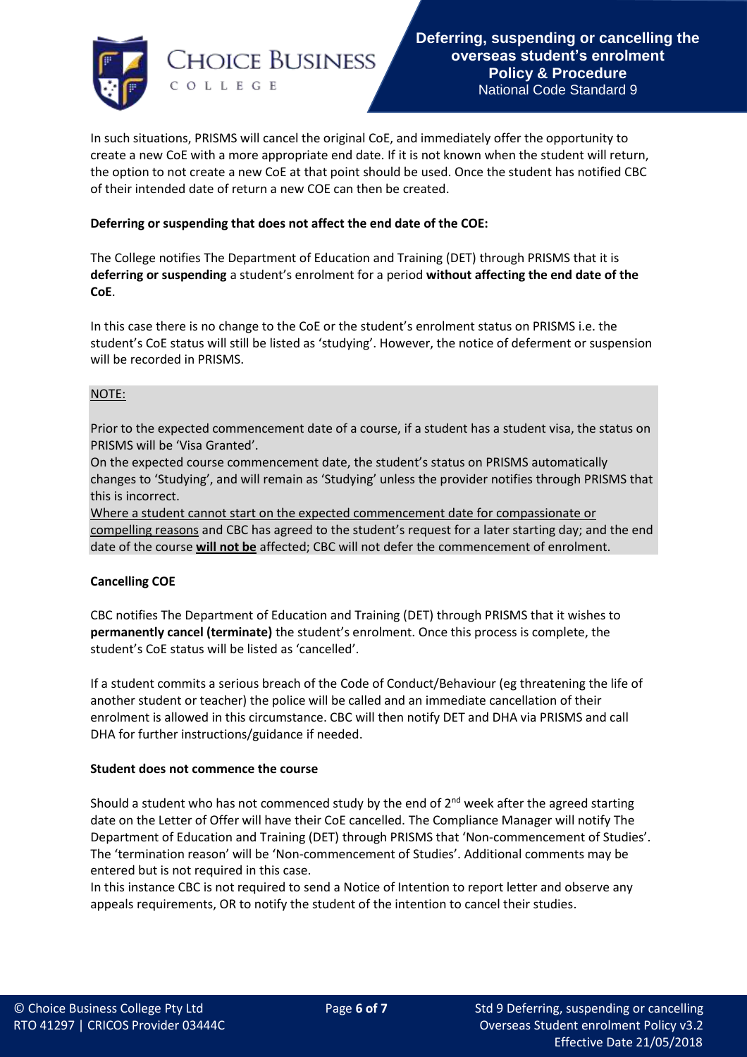In such situations, PRISMS will cancel the original CoE, and immediately offer the opportunity to create a new CoE with a more appropriate end date. If it is not known when the student will return, the option to not create a new CoE at that point should be used. Once the student has notified CBC of their intended date of return a new COE can then be created.

**Deferring or suspending that does not affect the end date of the COE:**

The College notifies The Department of Education and Training (DET) through PRISMS that it is **deferring or suspending** a student's enrolment for a period **without affecting the end date of the CoE**.

In this case there is no change to the CoE or the student's enrolment status on PRISMS i.e. the student's CoE status will still be listed as 'studying'. However, the notice of deferment or suspension will be recorded in PRISMS.

NOTE:

Prior to the expected commencement date of a course, if a student has a student visa, the status on PRISMS will be 'Visa Granted'.
On the expected course commencement date, the student's status on PRISMS automatically changes to 'Studying', and will remain as 'Studying' unless the provider notifies through PRISMS that this is incorrect.
Where a student cannot start on the expected commencement date for compassionate or compelling reasons and CBC has agreed to the student's request for a later starting day; and the end date of the course **will not be** affected; CBC will not defer the commencement of enrolment.

**Cancelling COE**

CBC notifies The Department of Education and Training (DET) through PRISMS that it wishes to **permanently cancel (terminate)** the student's enrolment. Once this process is complete, the student's CoE status will be listed as 'cancelled'.

If a student commits a serious breach of the Code of Conduct/Behaviour (eg threatening the life of another student or teacher) the police will be called and an immediate cancellation of their enrolment is allowed in this circumstance. CBC will then notify DET and DHA via PRISMS and call DHA for further instructions/guidance if needed.

**Student does not commence the course**

Should a student who has not commenced study by the end of 2nd week after the agreed starting date on the Letter of Offer will have their CoE cancelled. The Compliance Manager will notify The Department of Education and Training (DET) through PRISMS that 'Non-commencement of Studies'. The 'termination reason' will be 'Non-commencement of Studies'. Additional comments may be entered but is not required in this case.
In this instance CBC is not required to send a Notice of Intention to report letter and observe any appeals requirements, OR to notify the student of the intention to cancel their studies.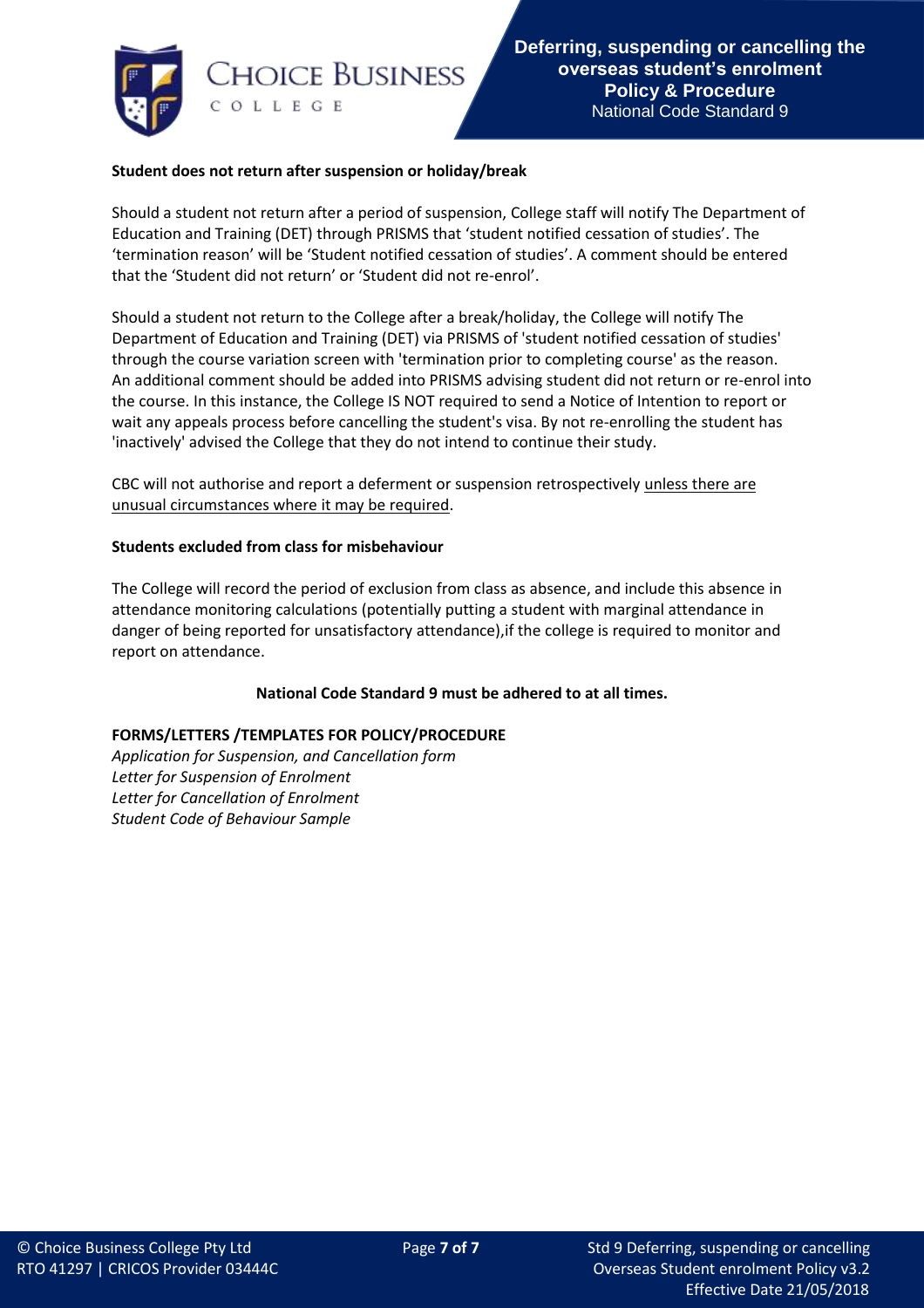**Student does not return after suspension or holiday/break**

Should a student not return after a period of suspension, College staff will notify The Department of Education and Training (DET) through PRISMS that 'student notified cessation of studies'. The 'termination reason' will be 'Student notified cessation of studies'. A comment should be entered that the 'Student did not return' or 'Student did not re-enrol'.

Should a student not return to the College after a break/holiday, the College will notify The Department of Education and Training (DET) via PRISMS of 'student notified cessation of studies' through the course variation screen with 'termination prior to completing course' as the reason. An additional comment should be added into PRISMS advising student did not return or re-enrol into the course. In this instance, the College IS NOT required to send a Notice of Intention to report or wait any appeals process before cancelling the student's visa. By not re-enrolling the student has 'inactively' advised the College that they do not intend to continue their study.

CBC will not authorise and report a deferment or suspension retrospectively unless there are unusual circumstances where it may be required.

**Students excluded from class for misbehaviour**

The College will record the period of exclusion from class as absence, and include this absence in attendance monitoring calculations (potentially putting a student with marginal attendance in danger of being reported for unsatisfactory attendance),if the college is required to monitor and report on attendance.

**National Code Standard 9 must be adhered to at all times.**

**FORMS/LETTERS /TEMPLATES FOR POLICY/PROCEDURE**

*Application for Suspension, and Cancellation form*
*Letter for Suspension of Enrolment*
*Letter for Cancellation of Enrolment*
*Student Code of Behaviour Sample*